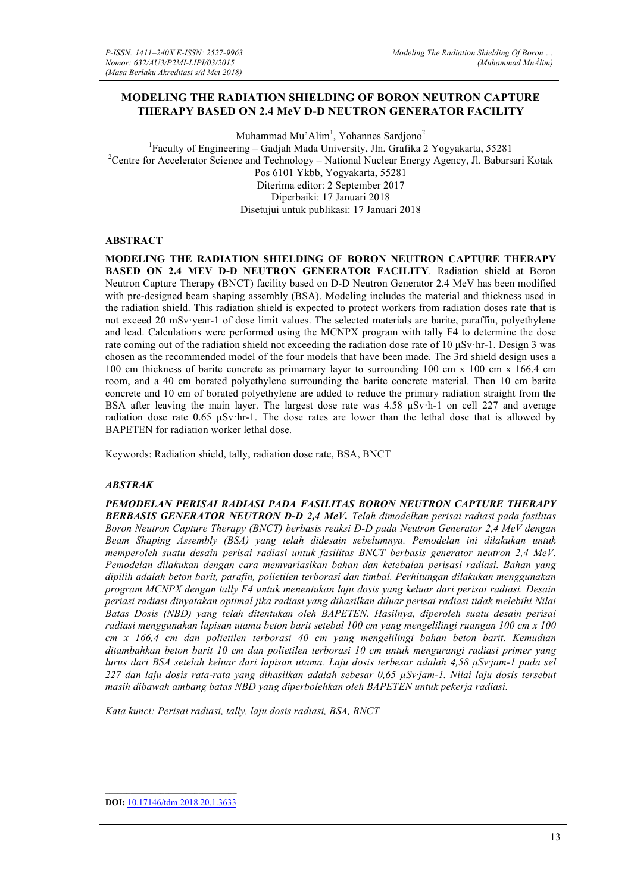# MODELING THE RADIATION SHIELDING OF BORON NEUTRON CAPTURE THERAPY BASED ON 2.4 MeV D-D NEUTRON GENERATOR FACILITY

Muhammad Mu'Alim[1], Yohannes Sardjono[2]

[1]Faculty of Engineering – Gadjah Mada University, Jln. Grafika 2 Yogyakarta, 55281

[2]Centre for Accelerator Science and Technology – National Nuclear Energy Agency, Jl. Babarsari Kotak Pos 6101 Ykbb, Yogyakarta, 55281

Diterima editor: 2 September 2017

Diperbaiki: 17 Januari 2018

Disetujui untuk publikasi: 17 Januari 2018

## ABSTRACT

**MODELING THE RADIATION SHIELDING OF BORON NEUTRON CAPTURE THERAPY BASED ON 2.4 MEV D-D NEUTRON GENERATOR FACILITY**. Radiation shield at Boron Neutron Capture Therapy (BNCT) facility based on D-D Neutron Generator 2.4 MeV has been modified with pre-designed beam shaping assembly (BSA). Modeling includes the material and thickness used in the radiation shield. This radiation shield is expected to protect workers from radiation doses rate that is not exceed 20 mSv·year-1 of dose limit values. The selected materials are barite, paraffin, polyethylene and lead. Calculations were performed using the MCNPX program with tally F4 to determine the dose rate coming out of the radiation shield not exceeding the radiation dose rate of 10 μSv·hr-1. Design 3 was chosen as the recommended model of the four models that have been made. The 3rd shield design uses a 100 cm thickness of barite concrete as primamary layer to surrounding 100 cm x 100 cm x 166.4 cm room, and a 40 cm borated polyethylene surrounding the barite concrete material. Then 10 cm barite concrete and 10 cm of borated polyethylene are added to reduce the primary radiation straight from the BSA after leaving the main layer. The largest dose rate was 4.58 μSv·h-1 on cell 227 and average radiation dose rate 0.65 μSv·hr-1. The dose rates are lower than the lethal dose that is allowed by BAPETEN for radiation worker lethal dose.

Keywords: Radiation shield, tally, radiation dose rate, BSA, BNCT

## *ABSTRAK*

***PEMODELAN PERISAI RADIASI PADA FASILITAS BORON NEUTRON CAPTURE THERAPY BERBASIS GENERATOR NEUTRON D-D 2,4 MeV.*** *Telah dimodelkan perisai radiasi pada fasilitas Boron Neutron Capture Therapy (BNCT) berbasis reaksi D-D pada Neutron Generator 2,4 MeV dengan Beam Shaping Assembly (BSA) yang telah didesain sebelumnya. Pemodelan ini dilakukan untuk memperoleh suatu desain perisai radiasi untuk fasilitas BNCT berbasis generator neutron 2,4 MeV. Pemodelan dilakukan dengan cara memvariasikan bahan dan ketebalan perisasi radiasi. Bahan yang dipilih adalah beton barit, parafin, polietilen terborasi dan timbal. Perhitungan dilakukan menggunakan program MCNPX dengan tally F4 untuk menentukan laju dosis yang keluar dari perisai radiasi. Desain periasi radiasi dinyatakan optimal jika radiasi yang dihasilkan diluar perisai radiasi tidak melebihi Nilai Batas Dosis (NBD) yang telah ditentukan oleh BAPETEN. Hasilnya, diperoleh suatu desain perisai radiasi menggunakan lapisan utama beton barit setebal 100 cm yang mengelilingi ruangan 100 cm x 100 cm x 166,4 cm dan polietilen terborasi 40 cm yang mengelilingi bahan beton barit. Kemudian ditambahkan beton barit 10 cm dan polietilen terborasi 10 cm untuk mengurangi radiasi primer yang lurus dari BSA setelah keluar dari lapisan utama. Laju dosis terbesar adalah 4,58 μSv·jam-1 pada sel 227 dan laju dosis rata-rata yang dihasilkan adalah sebesar 0,65 μSv·jam-1. Nilai laju dosis tersebut masih dibawah ambang batas NBD yang diperbolehkan oleh BAPETEN untuk pekerja radiasi.*

*Kata kunci: Perisai radiasi, tally, laju dosis radiasi, BSA, BNCT*

**DOI:** 10.17146/tdm.2018.20.1.3633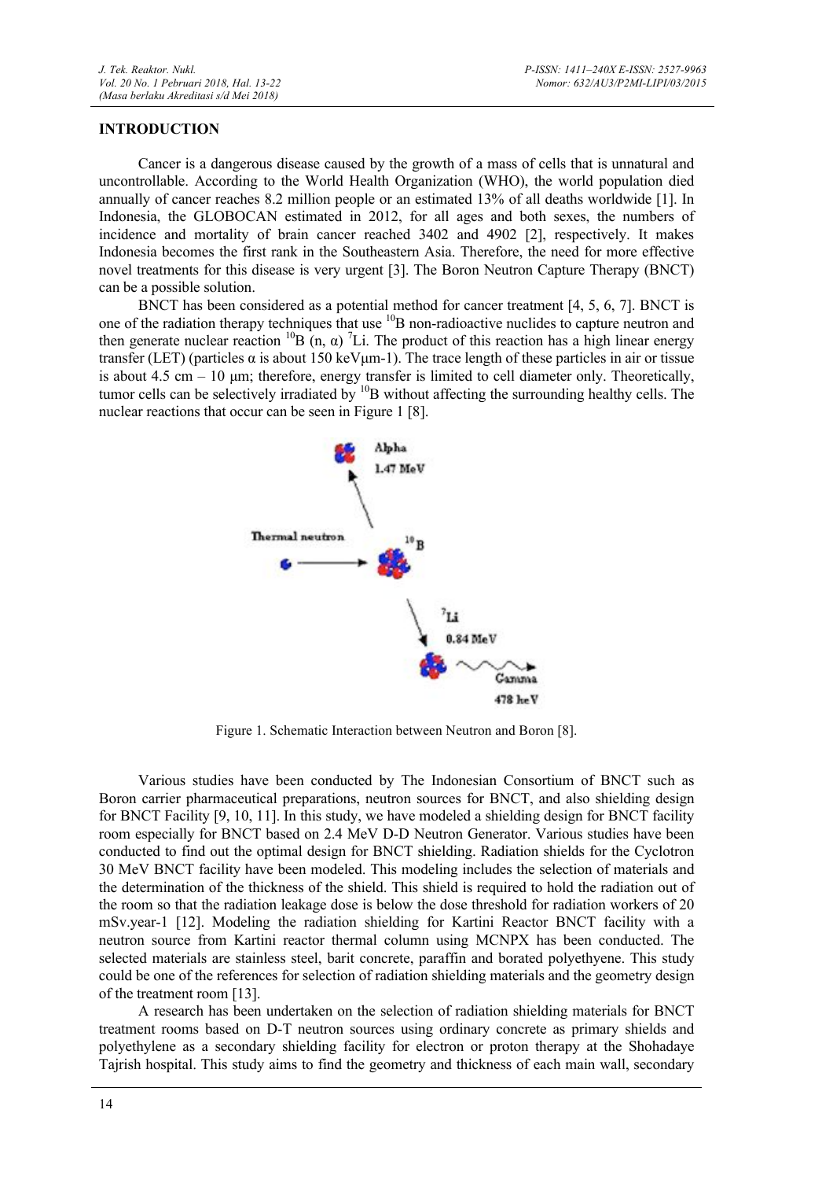## INTRODUCTION

Cancer is a dangerous disease caused by the growth of a mass of cells that is unnatural and uncontrollable. According to the World Health Organization (WHO), the world population died annually of cancer reaches 8.2 million people or an estimated 13% of all deaths worldwide [1]. In Indonesia, the GLOBOCAN estimated in 2012, for all ages and both sexes, the numbers of incidence and mortality of brain cancer reached 3402 and 4902 [2], respectively. It makes Indonesia becomes the first rank in the Southeastern Asia. Therefore, the need for more effective novel treatments for this disease is very urgent [3]. The Boron Neutron Capture Therapy (BNCT) can be a possible solution.

BNCT has been considered as a potential method for cancer treatment [4, 5, 6, 7]. BNCT is one of the radiation therapy techniques that use $^{10}$B non-radioactive nuclides to capture neutron and then generate nuclear reaction $^{10}$B (n, α) $^{7}$Li. The product of this reaction has a high linear energy transfer (LET) (particles α is about 150 keVμm-1). The trace length of these particles in air or tissue is about 4.5 cm – 10 μm; therefore, energy transfer is limited to cell diameter only. Theoretically, tumor cells can be selectively irradiated by $^{10}$B without affecting the surrounding healthy cells. The nuclear reactions that occur can be seen in Figure 1 [8].

Figure 1. Schematic Interaction between Neutron and Boron [8].

Various studies have been conducted by The Indonesian Consortium of BNCT such as Boron carrier pharmaceutical preparations, neutron sources for BNCT, and also shielding design for BNCT Facility [9, 10, 11]. In this study, we have modeled a shielding design for BNCT facility room especially for BNCT based on 2.4 MeV D-D Neutron Generator. Various studies have been conducted to find out the optimal design for BNCT shielding. Radiation shields for the Cyclotron 30 MeV BNCT facility have been modeled. This modeling includes the selection of materials and the determination of the thickness of the shield. This shield is required to hold the radiation out of the room so that the radiation leakage dose is below the dose threshold for radiation workers of 20 mSv.year-1 [12]. Modeling the radiation shielding for Kartini Reactor BNCT facility with a neutron source from Kartini reactor thermal column using MCNPX has been conducted. The selected materials are stainless steel, barit concrete, paraffin and borated polyethyene. This study could be one of the references for selection of radiation shielding materials and the geometry design of the treatment room [13].

A research has been undertaken on the selection of radiation shielding materials for BNCT treatment rooms based on D-T neutron sources using ordinary concrete as primary shields and polyethylene as a secondary shielding facility for electron or proton therapy at the Shohadaye Tajrish hospital. This study aims to find the geometry and thickness of each main wall, secondary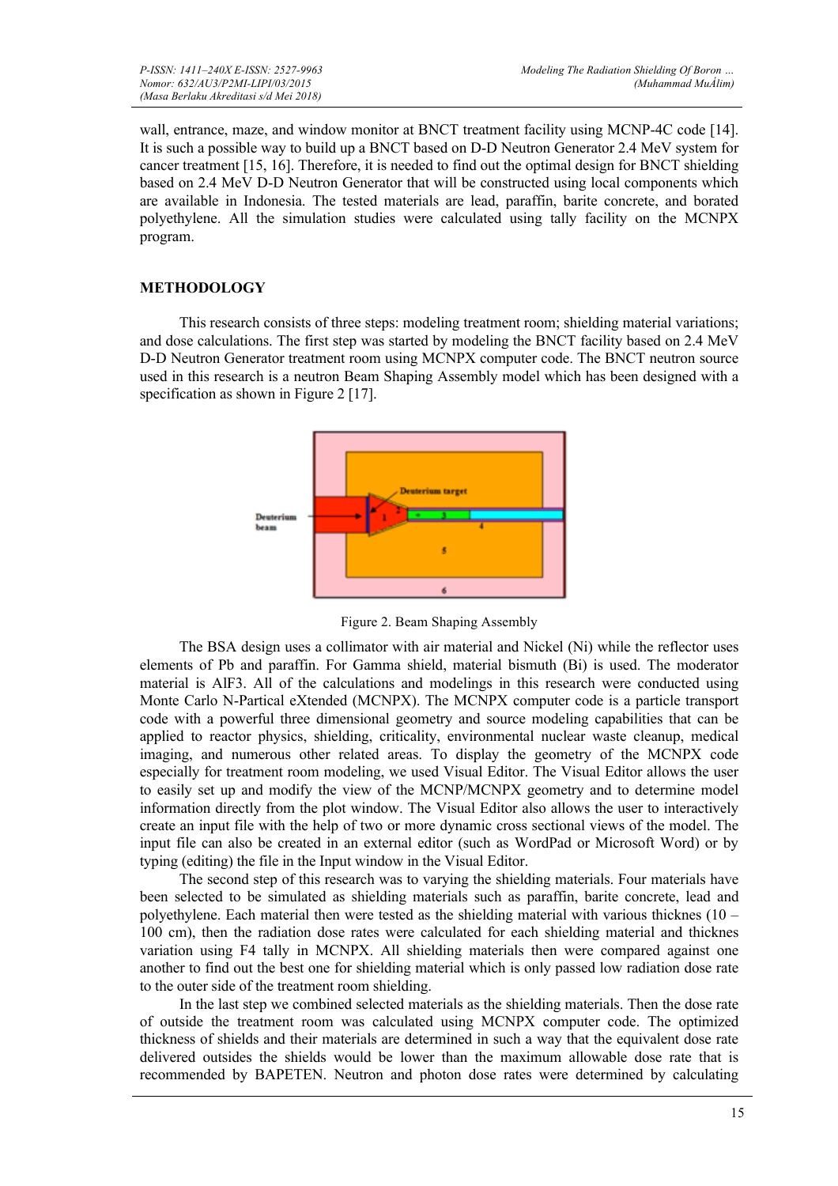wall, entrance, maze, and window monitor at BNCT treatment facility using MCNP-4C code [14]. It is such a possible way to build up a BNCT based on D-D Neutron Generator 2.4 MeV system for cancer treatment [15, 16]. Therefore, it is needed to find out the optimal design for BNCT shielding based on 2.4 MeV D-D Neutron Generator that will be constructed using local components which are available in Indonesia. The tested materials are lead, paraffin, barite concrete, and borated polyethylene. All the simulation studies were calculated using tally facility on the MCNPX program.

## METHODOLOGY

This research consists of three steps: modeling treatment room; shielding material variations; and dose calculations. The first step was started by modeling the BNCT facility based on 2.4 MeV D-D Neutron Generator treatment room using MCNPX computer code. The BNCT neutron source used in this research is a neutron Beam Shaping Assembly model which has been designed with a specification as shown in Figure 2 [17].

Figure 2. Beam Shaping Assembly

The BSA design uses a collimator with air material and Nickel (Ni) while the reflector uses elements of Pb and paraffin. For Gamma shield, material bismuth (Bi) is used. The moderator material is $AlF_3$. All of the calculations and modelings in this research were conducted using Monte Carlo N-Partical eXtended (MCNPX). The MCNPX computer code is a particle transport code with a powerful three dimensional geometry and source modeling capabilities that can be applied to reactor physics, shielding, criticality, environmental nuclear waste cleanup, medical imaging, and numerous other related areas. To display the geometry of the MCNPX code especially for treatment room modeling, we used Visual Editor. The Visual Editor allows the user to easily set up and modify the view of the MCNP/MCNPX geometry and to determine model information directly from the plot window. The Visual Editor also allows the user to interactively create an input file with the help of two or more dynamic cross sectional views of the model. The input file can also be created in an external editor (such as WordPad or Microsoft Word) or by typing (editing) the file in the Input window in the Visual Editor.

The second step of this research was to varying the shielding materials. Four materials have been selected to be simulated as shielding materials such as paraffin, barite concrete, lead and polyethylene. Each material then were tested as the shielding material with various thicknes (10 – 100 cm), then the radiation dose rates were calculated for each shielding material and thicknes variation using F4 tally in MCNPX. All shielding materials then were compared against one another to find out the best one for shielding material which is only passed low radiation dose rate to the outer side of the treatment room shielding.

In the last step we combined selected materials as the shielding materials. Then the dose rate of outside the treatment room was calculated using MCNPX computer code. The optimized thickness of shields and their materials are determined in such a way that the equivalent dose rate delivered outsides the shields would be lower than the maximum allowable dose rate that is recommended by BAPETEN. Neutron and photon dose rates were determined by calculating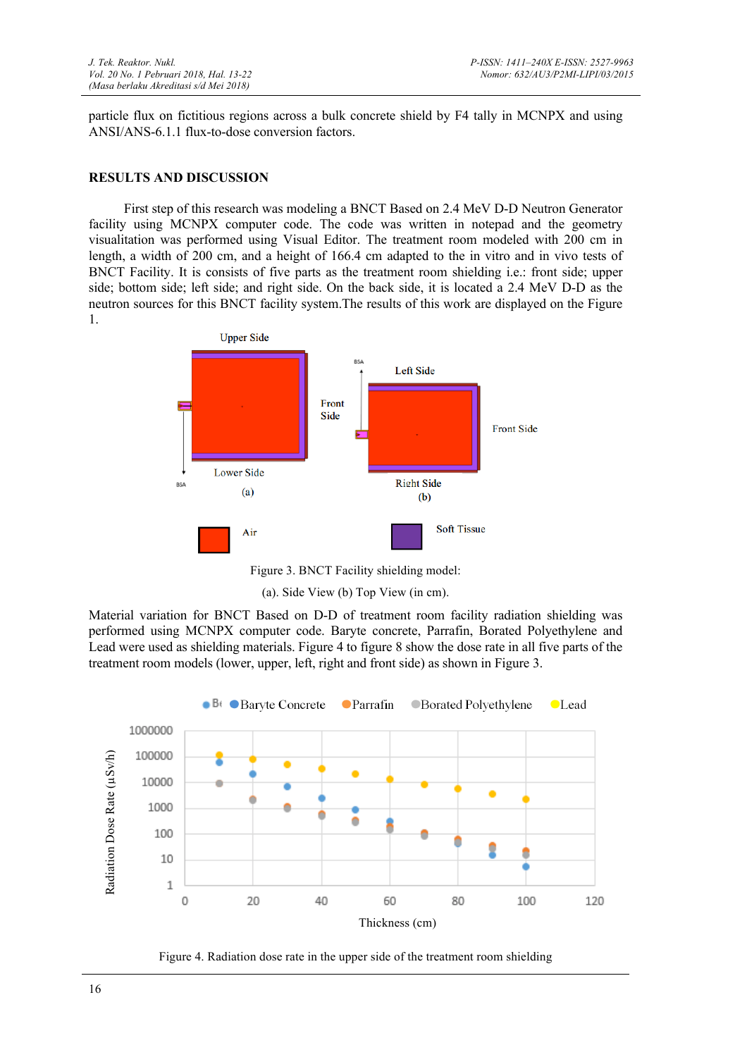particle flux on fictitious regions across a bulk concrete shield by F4 tally in MCNPX and using ANSI/ANS-6.1.1 flux-to-dose conversion factors.

## RESULTS AND DISCUSSION

First step of this research was modeling a BNCT Based on 2.4 MeV D-D Neutron Generator facility using MCNPX computer code. The code was written in notepad and the geometry visualitation was performed using Visual Editor. The treatment room modeled with 200 cm in length, a width of 200 cm, and a height of 166.4 cm adapted to the in vitro and in vivo tests of BNCT Facility. It is consists of five parts as the treatment room shielding i.e.: front side; upper side; bottom side; left side; and right side. On the back side, it is located a 2.4 MeV D-D as the neutron sources for this BNCT facility system.The results of this work are displayed on the Figure 1.

Figure 3. BNCT Facility shielding model:

(a). Side View (b) Top View (in cm).

Material variation for BNCT Based on D-D of treatment room facility radiation shielding was performed using MCNPX computer code. Baryte concrete, Parrafin, Borated Polyethylene and Lead were used as shielding materials. Figure 4 to figure 8 show the dose rate in all five parts of the treatment room models (lower, upper, left, right and front side) as shown in Figure 3.

Figure 4. Radiation dose rate in the upper side of the treatment room shielding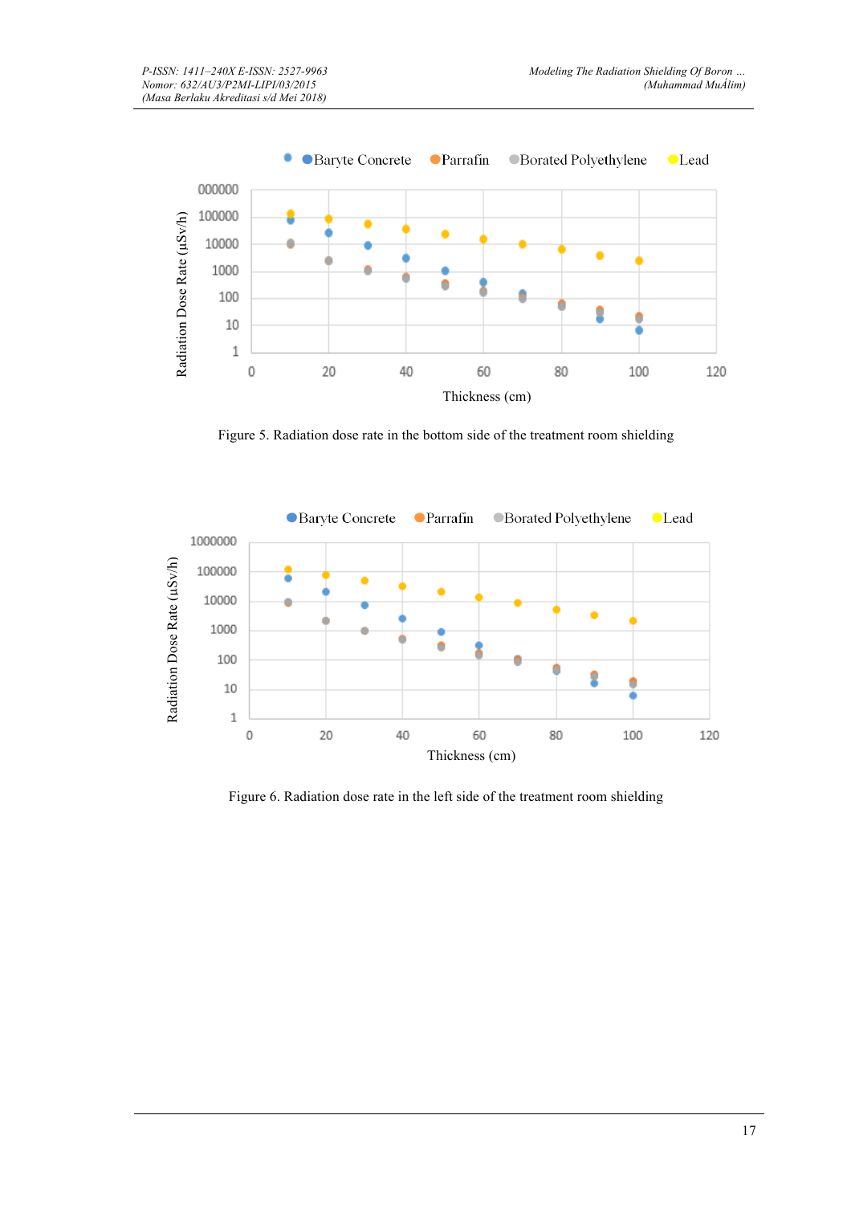Figure 5. Radiation dose rate in the bottom side of the treatment room shielding

Figure 6. Radiation dose rate in the left side of the treatment room shielding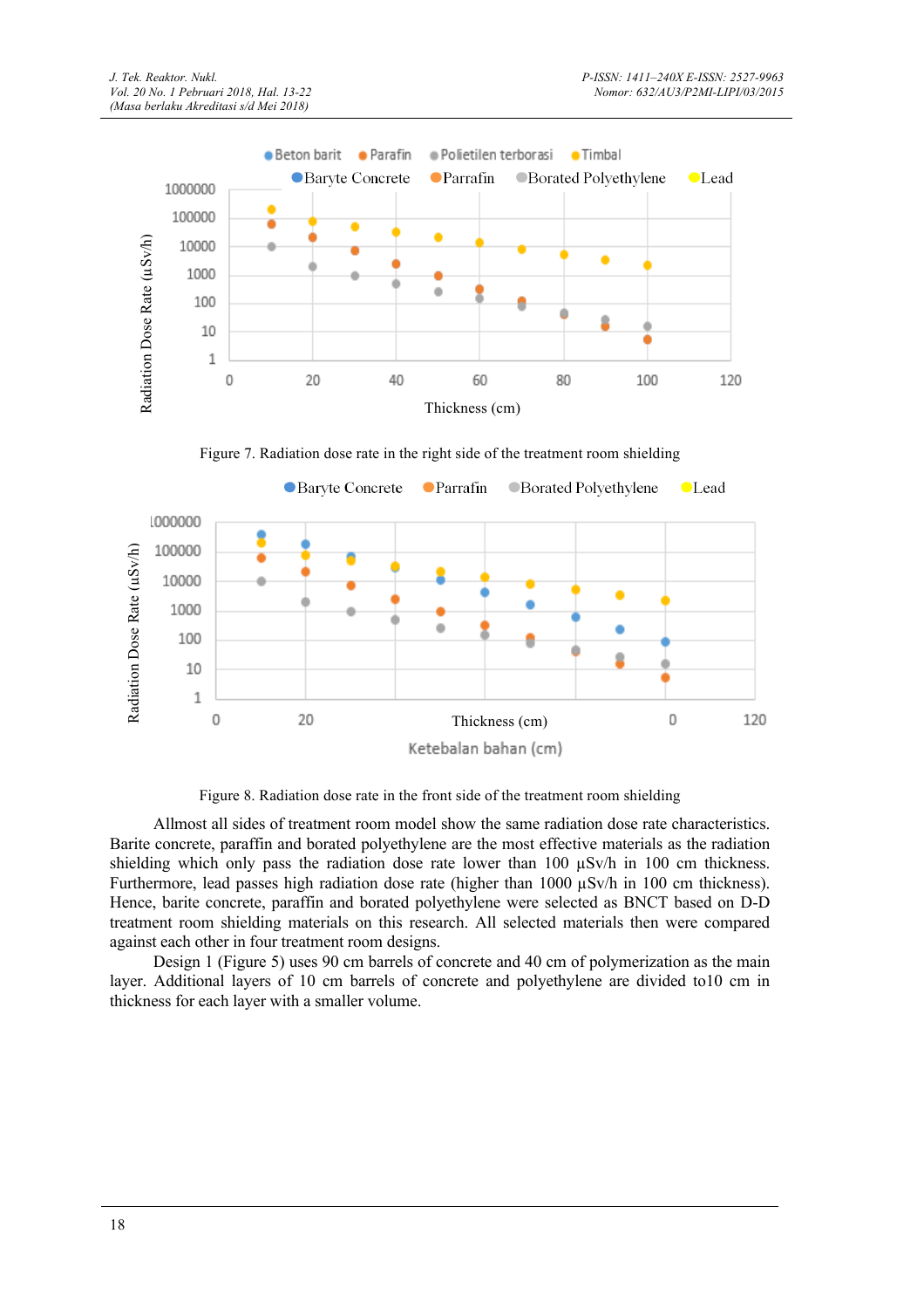Figure 7. Radiation dose rate in the right side of the treatment room shielding

Figure 8. Radiation dose rate in the front side of the treatment room shielding

Allmost all sides of treatment room model show the same radiation dose rate characteristics. Barite concrete, paraffin and borated polyethylene are the most effective materials as the radiation shielding which only pass the radiation dose rate lower than 100 µSv/h in 100 cm thickness. Furthermore, lead passes high radiation dose rate (higher than 1000 µSv/h in 100 cm thickness). Hence, barite concrete, paraffin and borated polyethylene were selected as BNCT based on D-D treatment room shielding materials on this research. All selected materials then were compared against each other in four treatment room designs.

Design 1 (Figure 5) uses 90 cm barrels of concrete and 40 cm of polymerization as the main layer. Additional layers of 10 cm barrels of concrete and polyethylene are divided to10 cm in thickness for each layer with a smaller volume.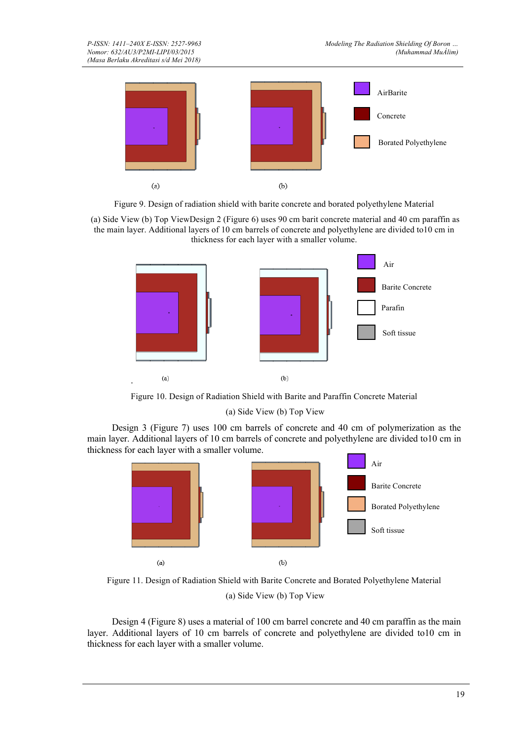Figure 9. Design of radiation shield with barite concrete and borated polyethylene Material

(a) Side View (b) Top ViewDesign 2 (Figure 6) uses 90 cm barit concrete material and 40 cm paraffin as the main layer. Additional layers of 10 cm barrels of concrete and polyethylene are divided to10 cm in thickness for each layer with a smaller volume.

Figure 10. Design of Radiation Shield with Barite and Paraffin Concrete Material

(a) Side View (b) Top View

Design 3 (Figure 7) uses 100 cm barrels of concrete and 40 cm of polymerization as the main layer. Additional layers of 10 cm barrels of concrete and polyethylene are divided to10 cm in thickness for each layer with a smaller volume.

Figure 11. Design of Radiation Shield with Barite Concrete and Borated Polyethylene Material

(a) Side View (b) Top View

Design 4 (Figure 8) uses a material of 100 cm barrel concrete and 40 cm paraffin as the main layer. Additional layers of 10 cm barrels of concrete and polyethylene are divided to10 cm in thickness for each layer with a smaller volume.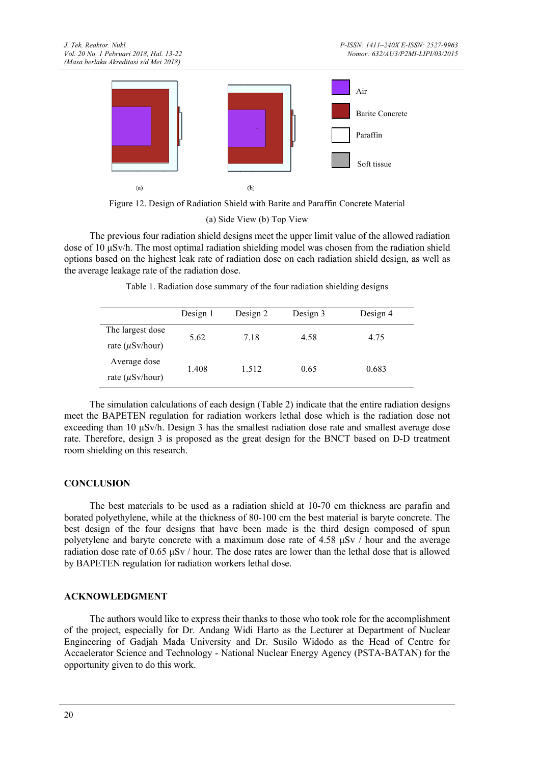Figure 12. Design of Radiation Shield with Barite and Paraffin Concrete Material

(a) Side View (b) Top View

The previous four radiation shield designs meet the upper limit value of the allowed radiation dose of 10 μSv/h. The most optimal radiation shielding model was chosen from the radiation shield options based on the highest leak rate of radiation dose on each radiation shield design, as well as the average leakage rate of the radiation dose.

Table 1. Radiation dose summary of the four radiation shielding designs

| | Design 1 | Design 2 | Design 3 | Design 4 |
|---|---|---|---|---|
| The largest dose rate ($\mu$Sv/hour) | 5.62 | 7.18 | 4.58 | 4.75 |
| Average dose rate ($\mu$Sv/hour) | 1.408 | 1.512 | 0.65 | 0.683 |

The simulation calculations of each design (Table 2) indicate that the entire radiation designs meet the BAPETEN regulation for radiation workers lethal dose which is the radiation dose not exceeding than 10 μSv/h. Design 3 has the smallest radiation dose rate and smallest average dose rate. Therefore, design 3 is proposed as the great design for the BNCT based on D-D treatment room shielding on this research.

## CONCLUSION

The best materials to be used as a radiation shield at 10-70 cm thickness are parafin and borated polyethylene, while at the thickness of 80-100 cm the best material is baryte concrete. The best design of the four designs that have been made is the third design composed of spun polyetylene and baryte concrete with a maximum dose rate of 4.58 μSv / hour and the average radiation dose rate of 0.65 μSv / hour. The dose rates are lower than the lethal dose that is allowed by BAPETEN regulation for radiation workers lethal dose.

## ACKNOWLEDGMENT

The authors would like to express their thanks to those who took role for the accomplishment of the project, especially for Dr. Andang Widi Harto as the Lecturer at Department of Nuclear Engineering of Gadjah Mada University and Dr. Susilo Widodo as the Head of Centre for Accaelerator Science and Technology - National Nuclear Energy Agency (PSTA-BATAN) for the opportunity given to do this work.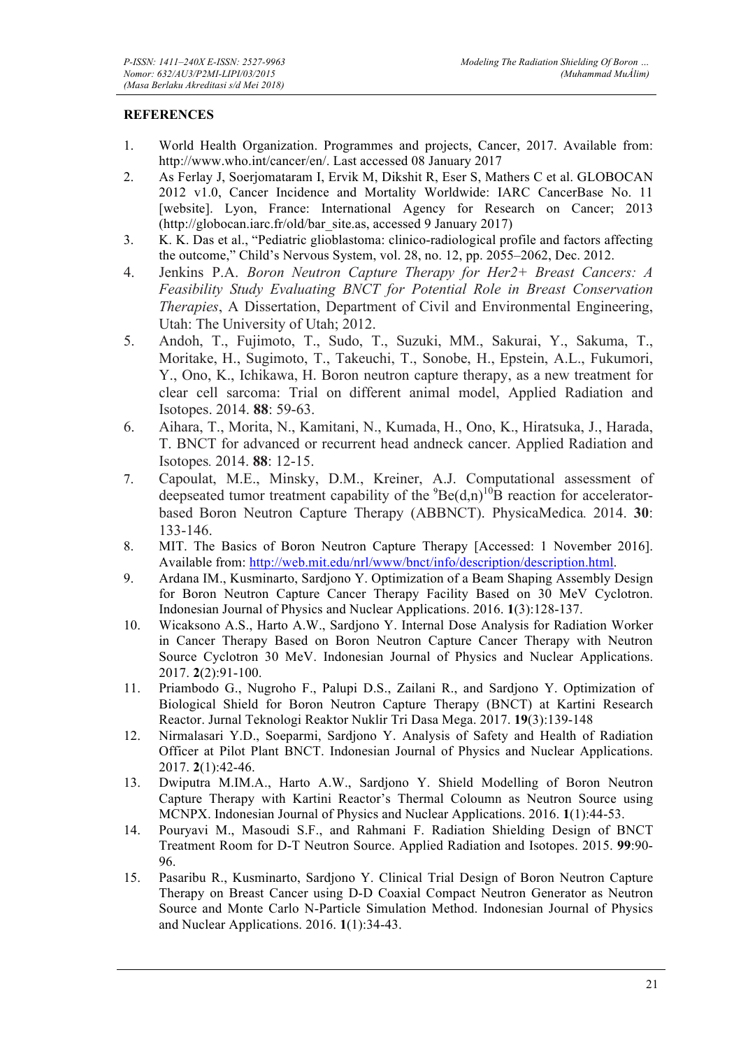## REFERENCES

1. World Health Organization. Programmes and projects, Cancer, 2017. Available from: http://www.who.int/cancer/en/. Last accessed 08 January 2017
2. As Ferlay J, Soerjomataram I, Ervik M, Dikshit R, Eser S, Mathers C et al. GLOBOCAN 2012 v1.0, Cancer Incidence and Mortality Worldwide: IARC CancerBase No. 11 [website]. Lyon, France: International Agency for Research on Cancer; 2013 (http://globocan.iarc.fr/old/bar_site.as, accessed 9 January 2017)
3. K. K. Das et al., "Pediatric glioblastoma: clinico-radiological profile and factors affecting the outcome," Child's Nervous System, vol. 28, no. 12, pp. 2055–2062, Dec. 2012.
4. Jenkins P.A. *Boron Neutron Capture Therapy for Her2+ Breast Cancers: A Feasibility Study Evaluating BNCT for Potential Role in Breast Conservation Therapies*, A Dissertation, Department of Civil and Environmental Engineering, Utah: The University of Utah; 2012.
5. Andoh, T., Fujimoto, T., Sudo, T., Suzuki, MM., Sakurai, Y., Sakuma, T., Moritake, H., Sugimoto, T., Takeuchi, T., Sonobe, H., Epstein, A.L., Fukumori, Y., Ono, K., Ichikawa, H. Boron neutron capture therapy, as a new treatment for clear cell sarcoma: Trial on different animal model, Applied Radiation and Isotopes. 2014. **88**: 59-63.
6. Aihara, T., Morita, N., Kamitani, N., Kumada, H., Ono, K., Hiratsuka, J., Harada, T. BNCT for advanced or recurrent head andneck cancer. Applied Radiation and Isotopes*.* 2014. **88**: 12-15.
7. Capoulat, M.E., Minsky, D.M., Kreiner, A.J. Computational assessment of deepseated tumor treatment capability of the $^{9}Be(d,n)^{10}B$ reaction for accelerator-based Boron Neutron Capture Therapy (ABBNCT). PhysicaMedica*.* 2014. **30**: 133-146.
8. MIT. The Basics of Boron Neutron Capture Therapy [Accessed: 1 November 2016]. Available from: http://web.mit.edu/nrl/www/bnct/info/description/description.html.
9. Ardana IM., Kusminarto, Sardjono Y. Optimization of a Beam Shaping Assembly Design for Boron Neutron Capture Cancer Therapy Facility Based on 30 MeV Cyclotron. Indonesian Journal of Physics and Nuclear Applications. 2016. **1**(3):128-137.
10. Wicaksono A.S., Harto A.W., Sardjono Y. Internal Dose Analysis for Radiation Worker in Cancer Therapy Based on Boron Neutron Capture Cancer Therapy with Neutron Source Cyclotron 30 MeV. Indonesian Journal of Physics and Nuclear Applications. 2017. **2**(2):91-100.
11. Priambodo G., Nugroho F., Palupi D.S., Zailani R., and Sardjono Y. Optimization of Biological Shield for Boron Neutron Capture Therapy (BNCT) at Kartini Research Reactor. Jurnal Teknologi Reaktor Nuklir Tri Dasa Mega. 2017. **19**(3):139-148
12. Nirmalasari Y.D., Soeparmi, Sardjono Y. Analysis of Safety and Health of Radiation Officer at Pilot Plant BNCT. Indonesian Journal of Physics and Nuclear Applications. 2017. **2**(1):42-46.
13. Dwiputra M.IM.A., Harto A.W., Sardjono Y. Shield Modelling of Boron Neutron Capture Therapy with Kartini Reactor's Thermal Coloumn as Neutron Source using MCNPX. Indonesian Journal of Physics and Nuclear Applications. 2016. **1**(1):44-53.
14. Pouryavi M., Masoudi S.F., and Rahmani F. Radiation Shielding Design of BNCT Treatment Room for D-T Neutron Source. Applied Radiation and Isotopes. 2015. **99**:90-96.
15. Pasaribu R., Kusminarto, Sardjono Y. Clinical Trial Design of Boron Neutron Capture Therapy on Breast Cancer using D-D Coaxial Compact Neutron Generator as Neutron Source and Monte Carlo N-Particle Simulation Method. Indonesian Journal of Physics and Nuclear Applications. 2016. **1**(1):34-43.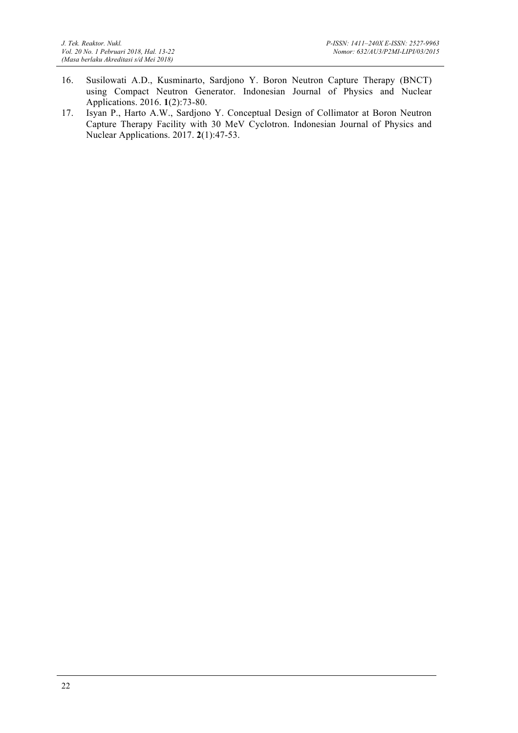16. Susilowati A.D., Kusminarto, Sardjono Y. Boron Neutron Capture Therapy (BNCT) using Compact Neutron Generator. Indonesian Journal of Physics and Nuclear Applications. 2016. **1**(2):73-80.
17. Isyan P., Harto A.W., Sardjono Y. Conceptual Design of Collimator at Boron Neutron Capture Therapy Facility with 30 MeV Cyclotron. Indonesian Journal of Physics and Nuclear Applications. 2017. **2**(1):47-53.